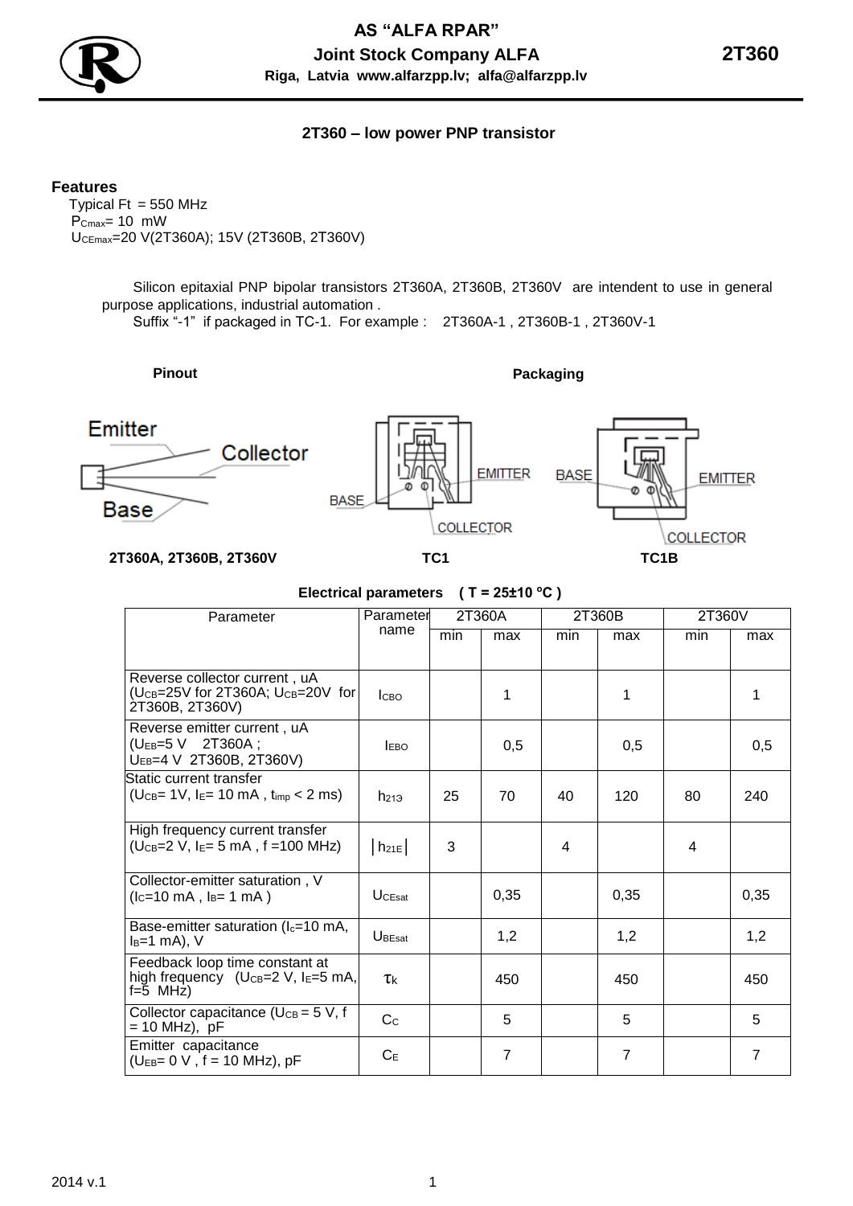# AS "ALFA RPAR"

**Joint Stock Company ALFA**

**Riga, Latvia www.alfarzpp.lv; alfa@alfarzpp.lv**

**2T360**

## 2T360 – low power PNP transistor

### Features

Typical Ft = 550 MHz

$P_{Cmax}$= 10 mW

$U_{CEmax}$=20 V(2T360A); 15V (2T360B, 2T360V)

Silicon epitaxial PNP bipolar transistors 2T360A, 2T360B, 2T360V are intendent to use in general purpose applications, industrial automation .

Suffix "-1" if packaged in TC-1. For example : 2T360A-1 , 2T360B-1 , 2T360V-1

**Pinout**

Emitter

Collector

Base

**2T360A, 2T360B, 2T360V**

**Packaging**

BASE EMITTER COLLECTOR

**TC1**

BASE EMITTER COLLECTOR

**TC1B**

**Electrical parameters ( T = 25±10 °C )**

| Parameter | Parameter name | 2T360A | | 2T360B | | 2T360V | |
|---|---|---|---|---|---|---|---|
| | | min | max | min | max | min | max |
| Reverse collector current , uA ($U_{CB}$=25V for 2T360A; $U_{CB}$=20V for 2T360B, 2T360V) | $I_{CBO}$ | | 1 | | 1 | | 1 |
| Reverse emitter current , uA ($U_{EB}$=5 V 2T360A ; $U_{EB}$=4 V 2T360B, 2T360V) | $I_{EBO}$ | | 0,5 | | 0,5 | | 0,5 |
| Static current transfer ($U_{CB}$= 1V, $I_E$= 10 mA , $t_{imp}$ < 2 ms) | $h_{21Э}$ | 25 | 70 | 40 | 120 | 80 | 240 |
| High frequency current transfer ($U_{CB}$=2 V, $I_E$= 5 mA , f =100 MHz) | $\lvert h_{21E} \rvert$ | 3 | | 4 | | 4 | |
| Collector-emitter saturation , V ($I_C$=10 mA , $I_B$= 1 mA ) | $U_{CEsat}$ | | 0,35 | | 0,35 | | 0,35 |
| Base-emitter saturation ($I_c$=10 mA, $I_B$=1 mA), V | $U_{BEsat}$ | | 1,2 | | 1,2 | | 1,2 |
| Feedback loop time constant at high frequency ($U_{CB}$=2 V, $I_E$=5 mA, f=5 MHz) | $\tau_k$ | | 450 | | 450 | | 450 |
| Collector capacitance ($U_{CB}$ = 5 V, f = 10 MHz), pF | $C_C$ | | 5 | | 5 | | 5 |
| Emitter capacitance ($U_{EB}$= 0 V , f = 10 MHz), pF | $C_E$ | | 7 | | 7 | | 7 |

2014 v.1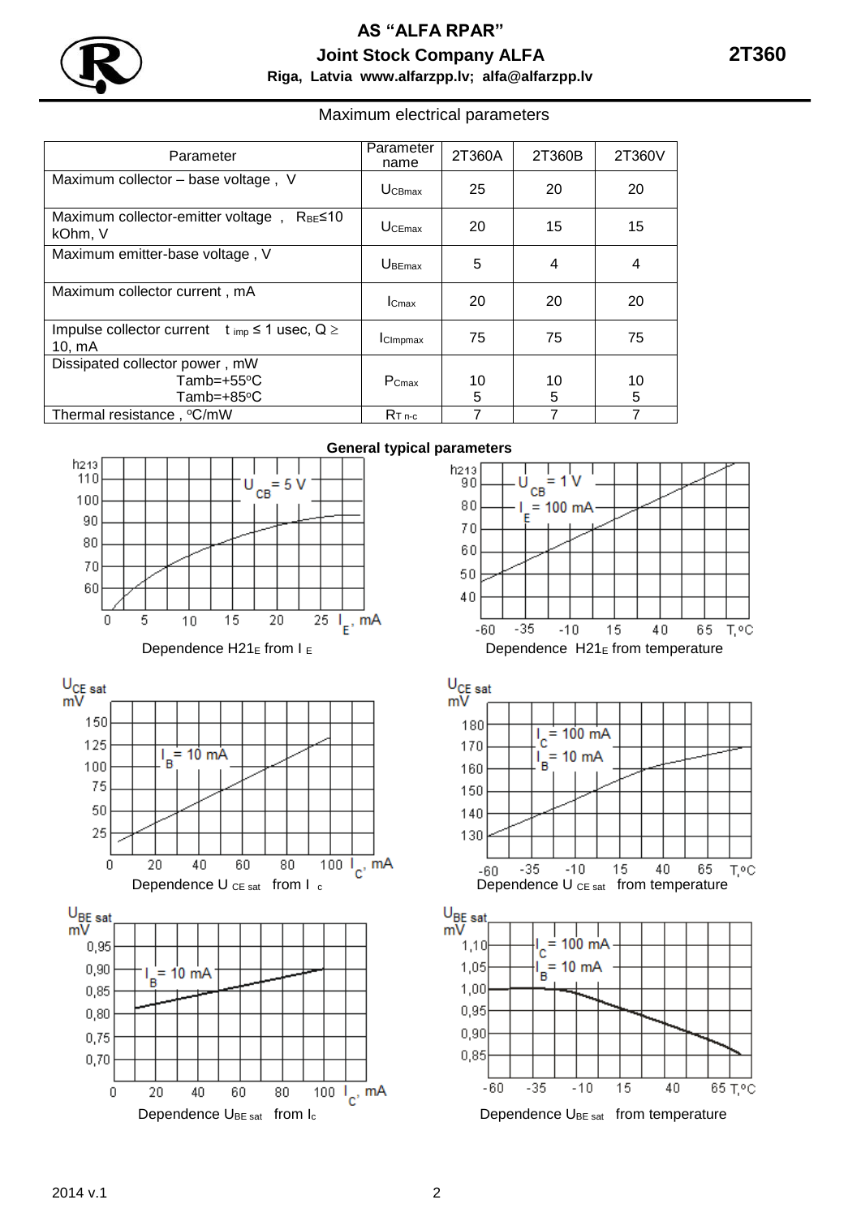## Maximum electrical parameters

| Parameter | Parameter name | 2T360A | 2T360B | 2T360V |
|---|---|---|---|---|
| Maximum collector – base voltage , V | $U_{CBmax}$ | 25 | 20 | 20 |
| Maximum collector-emitter voltage , $R_{BE}$≤10 kOhm, V | $U_{CEmax}$ | 20 | 15 | 15 |
| Maximum emitter-base voltage , V | $U_{BEmax}$ | 5 | 4 | 4 |
| Maximum collector current , mA | $I_{Cmax}$ | 20 | 20 | 20 |
| Impulse collector current $t_{imp}$ ≤ 1 usec, Q ≥ 10, mA | $I_{CImpmax}$ | 75 | 75 | 75 |
| Dissipated collector power , mW<br>Tamb=+55ºC<br>Tamb=+85ºC | $P_{Cmax}$ | 10<br>5 | 10<br>5 | 10<br>5 |
| Thermal resistance , ºC/mW | $R_{T\ n\text{-}c}$ | 7 | 7 | 7 |

## General typical parameters

h213
110
100
90
80
70
60
0 5 10 15 20 25 $I_E$, mA
$U_{CB}$ = 5 V

Dependence $H21_E$ from $I_E$

h213
90
80
70
60
50
40
-60 -35 -10 15 40 65 T,ºC
$U_{CB}$ = 1 V
$I_E$ = 100 mA

Dependence $H21_E$ from temperature

$U_{CE\ sat}$
mV
150
125
100
75
50
25
0 20 40 60 80 100 $I_C$, mA
$I_B$ = 10 mA

Dependence $U_{CE\ sat}$ from $I_c$

$U_{CE\ sat}$
mV
180
170
160
150
140
130
-60 -35 -10 15 40 65 T,ºC
$I_C$ = 100 mA
$I_B$ = 10 mA

Dependence $U_{CE\ sat}$ from temperature

$U_{BE\ sat}$
mV
0,95
0,90
0,85
0,80
0,75
0,70
0 20 40 60 80 100 $I_C$, mA
$I_B$ = 10 mA

Dependence $U_{BE\ sat}$ from $I_c$

$U_{BE\ sat}$
mV
1,10
1,05
1,00
0,95
0,90
0,85
-60 -35 -10 15 40 65 T,ºC
$I_C$ = 100 mA
$I_B$ = 10 mA

Dependence $U_{BE\ sat}$ from temperature

2014 v.1